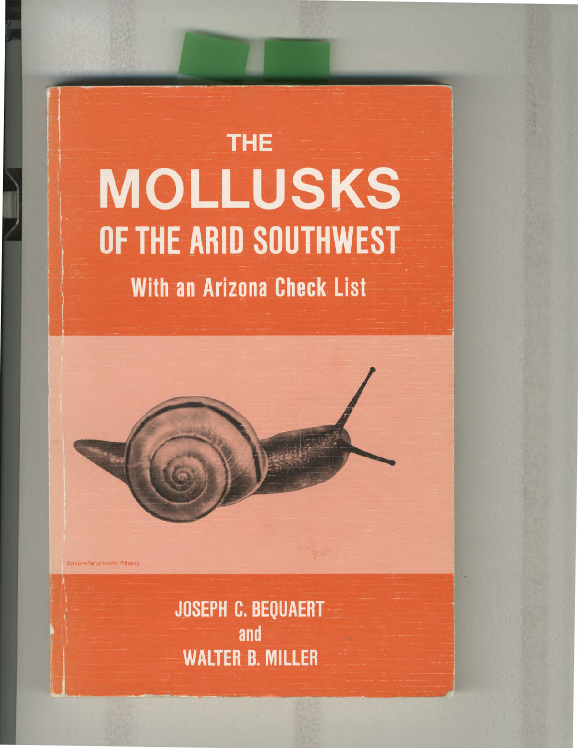# THE MOLLUSKS OF THE ARID SOUTHWEST

## With an Arizona Check List

*Sonorella orientis* Pilsbry

JOSEPH C. BEQUAERT
and
WALTER B. MILLER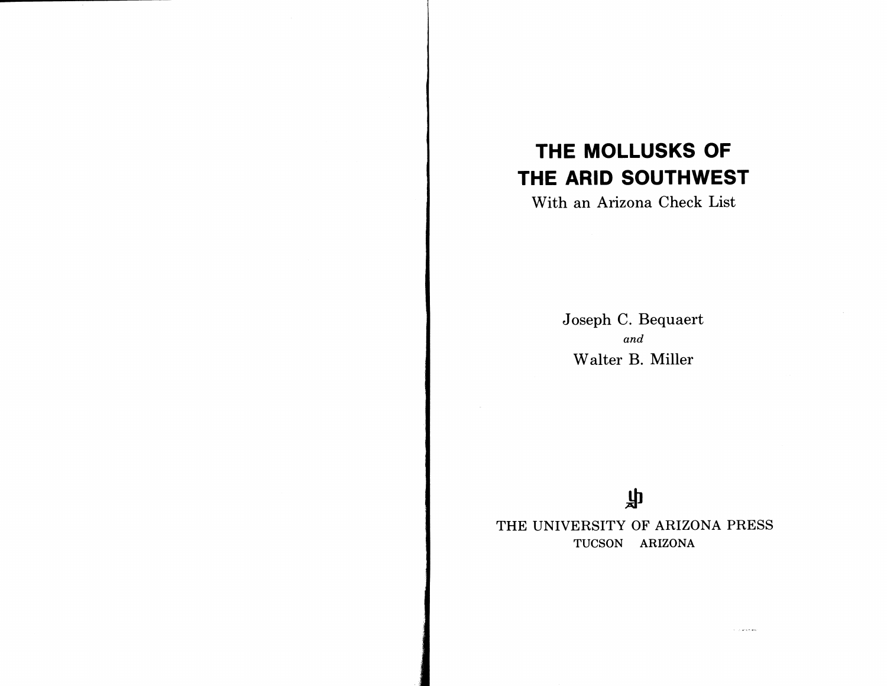# THE MOLLUSKS OF THE ARID SOUTHWEST

With an Arizona Check List

Joseph C. Bequaert

*and*

Walter B. Miller

THE UNIVERSITY OF ARIZONA PRESS

TUCSON ARIZONA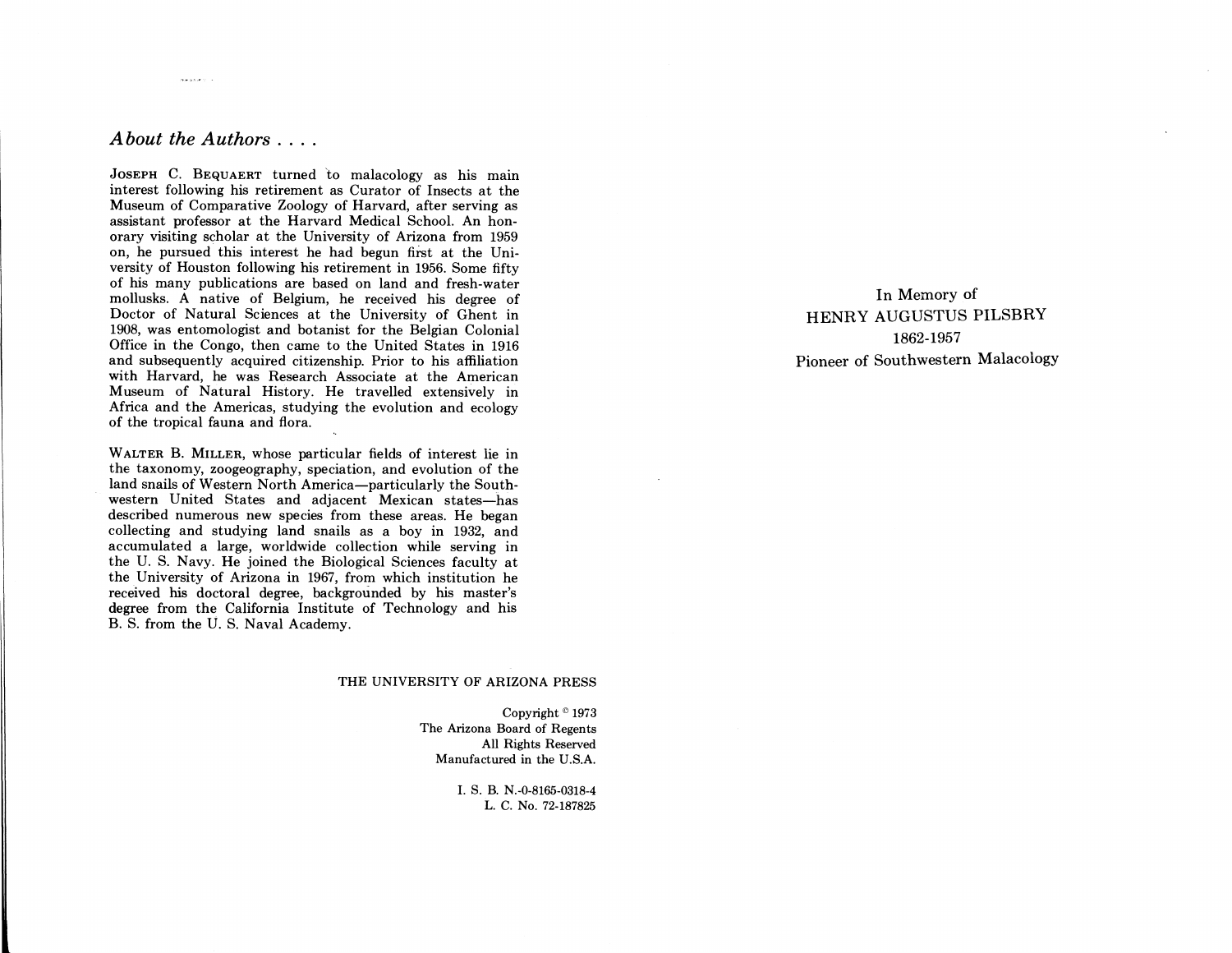## *About the Authors . . . .*

JOSEPH C. BEQUAERT turned to malacology as his main interest following his retirement as Curator of Insects at the Museum of Comparative Zoology of Harvard, after serving as assistant professor at the Harvard Medical School. An honorary visiting scholar at the University of Arizona from 1959 on, he pursued this interest he had begun first at the University of Houston following his retirement in 1956. Some fifty of his many publications are based on land and fresh-water mollusks. A native of Belgium, he received his degree of Doctor of Natural Sciences at the University of Ghent in 1908, was entomologist and botanist for the Belgian Colonial Office in the Congo, then came to the United States in 1916 and subsequently acquired citizenship. Prior to his affiliation with Harvard, he was Research Associate at the American Museum of Natural History. He travelled extensively in Africa and the Americas, studying the evolution and ecology of the tropical fauna and flora.

WALTER B. MILLER, whose particular fields of interest lie in the taxonomy, zoogeography, speciation, and evolution of the land snails of Western North America—particularly the Southwestern United States and adjacent Mexican states—has described numerous new species from these areas. He began collecting and studying land snails as a boy in 1932, and accumulated a large, worldwide collection while serving in the U. S. Navy. He joined the Biological Sciences faculty at the University of Arizona in 1967, from which institution he received his doctoral degree, backgrounded by his master's degree from the California Institute of Technology and his B. S. from the U. S. Naval Academy.

THE UNIVERSITY OF ARIZONA PRESS

Copyright © 1973
The Arizona Board of Regents
All Rights Reserved
Manufactured in the U.S.A.

I. S. B. N.-0-8165-0318-4
L. C. No. 72-187825

In Memory of
HENRY AUGUSTUS PILSBRY
1862-1957
Pioneer of Southwestern Malacology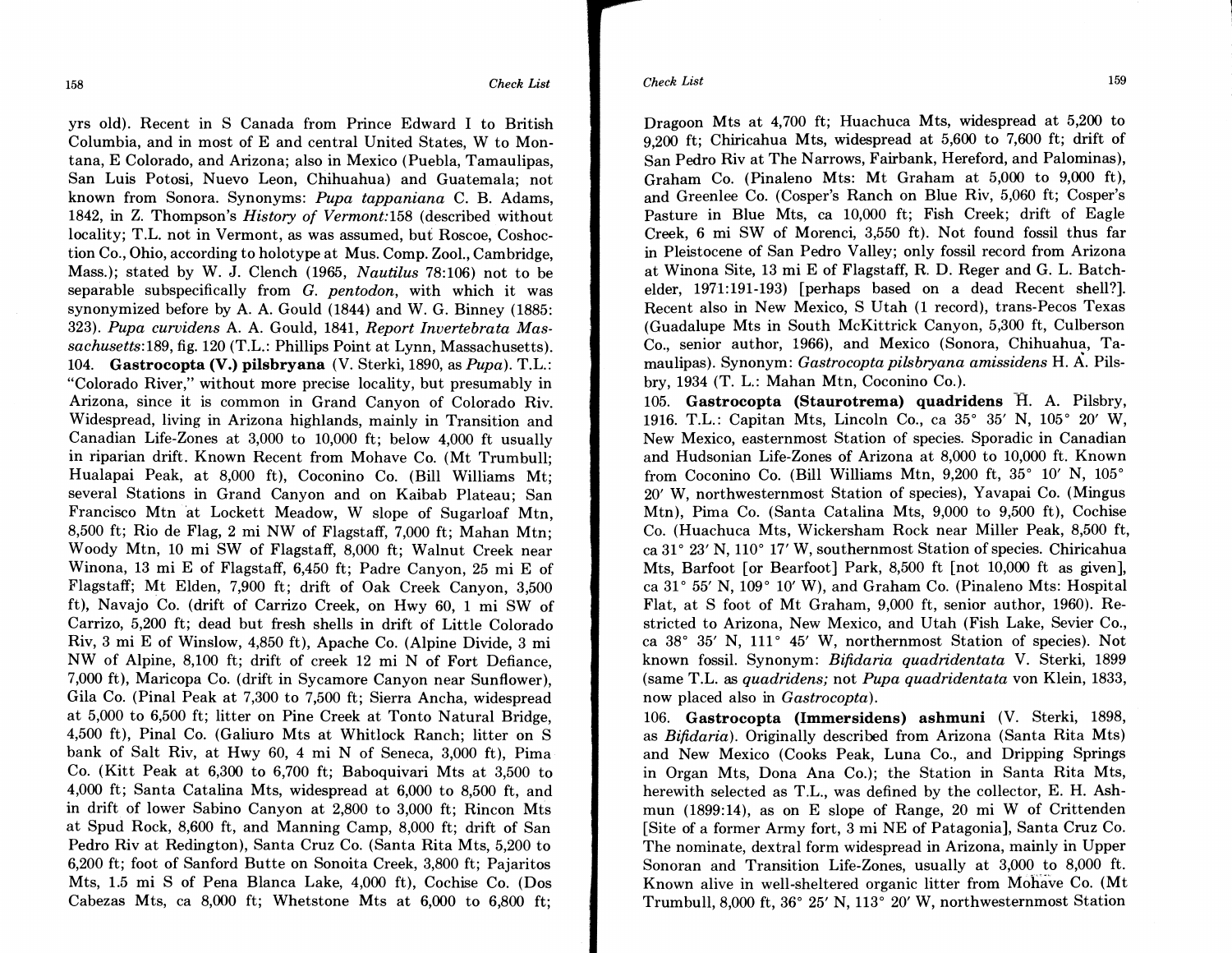yrs old). Recent in S Canada from Prince Edward I to British Columbia, and in most of E and central United States, W to Montana, E Colorado, and Arizona; also in Mexico (Puebla, Tamaulipas, San Luis Potosi, Nuevo Leon, Chihuahua) and Guatemala; not known from Sonora. Synonyms: *Pupa tappaniana* C. B. Adams, 1842, in Z. Thompson's *History of Vermont*:158 (described without locality; T.L. not in Vermont, as was assumed, but Roscoe, Coshocton Co., Ohio, according to holotype at Mus. Comp. Zool., Cambridge, Mass.); stated by W. J. Clench (1965, *Nautilus* 78:106) not to be separable subspecifically from *G. pentodon*, with which it was synonymized before by A. A. Gould (1844) and W. G. Binney (1885: 323). *Pupa curvidens* A. A. Gould, 1841, *Report Invertebrata Massachusetts*:189, fig. 120 (T.L.: Phillips Point at Lynn, Massachusetts).

104. **Gastrocopta (V.) pilsbryana** (V. Sterki, 1890, as *Pupa*). T.L.: "Colorado River," without more precise locality, but presumably in Arizona, since it is common in Grand Canyon of Colorado Riv. Widespread, living in Arizona highlands, mainly in Transition and Canadian Life-Zones at 3,000 to 10,000 ft; below 4,000 ft usually in riparian drift. Known Recent from Mohave Co. (Mt Trumbull; Hualapai Peak, at 8,000 ft), Coconino Co. (Bill Williams Mt; several Stations in Grand Canyon and on Kaibab Plateau; San Francisco Mtn at Lockett Meadow, W slope of Sugarloaf Mtn, 8,500 ft; Rio de Flag, 2 mi NW of Flagstaff, 7,000 ft; Mahan Mtn; Woody Mtn, 10 mi SW of Flagstaff, 8,000 ft; Walnut Creek near Winona, 13 mi E of Flagstaff, 6,450 ft; Padre Canyon, 25 mi E of Flagstaff; Mt Elden, 7,900 ft; drift of Oak Creek Canyon, 3,500 ft), Navajo Co. (drift of Carrizo Creek, on Hwy 60, 1 mi SW of Carrizo, 5,200 ft; dead but fresh shells in drift of Little Colorado Riv, 3 mi E of Winslow, 4,850 ft), Apache Co. (Alpine Divide, 3 mi NW of Alpine, 8,100 ft; drift of creek 12 mi N of Fort Defiance, 7,000 ft), Maricopa Co. (drift in Sycamore Canyon near Sunflower), Gila Co. (Pinal Peak at 7,300 to 7,500 ft; Sierra Ancha, widespread at 5,000 to 6,500 ft; litter on Pine Creek at Tonto Natural Bridge, 4,500 ft), Pinal Co. (Galiuro Mts at Whitlock Ranch; litter on S bank of Salt Riv, at Hwy 60, 4 mi N of Seneca, 3,000 ft), Pima Co. (Kitt Peak at 6,300 to 6,700 ft; Baboquivari Mts at 3,500 to 4,000 ft; Santa Catalina Mts, widespread at 6,000 to 8,500 ft, and in drift of lower Sabino Canyon at 2,800 to 3,000 ft; Rincon Mts at Spud Rock, 8,600 ft, and Manning Camp, 8,000 ft; drift of San Pedro Riv at Redington), Santa Cruz Co. (Santa Rita Mts, 5,200 to 6,200 ft; foot of Sanford Butte on Sonoita Creek, 3,800 ft; Pajaritos Mts, 1.5 mi S of Pena Blanca Lake, 4,000 ft), Cochise Co. (Dos Cabezas Mts, ca 8,000 ft; Whetstone Mts at 6,000 to 6,800 ft; Dragoon Mts at 4,700 ft; Huachuca Mts, widespread at 5,200 to 9,200 ft; Chiricahua Mts, widespread at 5,600 to 7,600 ft; drift of San Pedro Riv at The Narrows, Fairbank, Hereford, and Palominas), Graham Co. (Pinaleno Mts: Mt Graham at 5,000 to 9,000 ft), and Greenlee Co. (Cosper's Ranch on Blue Riv, 5,060 ft; Cosper's Pasture in Blue Mts, ca 10,000 ft; Fish Creek; drift of Eagle Creek, 6 mi SW of Morenci, 3,550 ft). Not found fossil thus far in Pleistocene of San Pedro Valley; only fossil record from Arizona at Winona Site, 13 mi E of Flagstaff, R. D. Reger and G. L. Batchelder, 1971:191-193) [perhaps based on a dead Recent shell?]. Recent also in New Mexico, S Utah (1 record), trans-Pecos Texas (Guadalupe Mts in South McKittrick Canyon, 5,300 ft, Culberson Co., senior author, 1966), and Mexico (Sonora, Chihuahua, Tamaulipas). Synonym: *Gastrocopta pilsbryana amissidens* H. A. Pilsbry, 1934 (T. L.: Mahan Mtn, Coconino Co.).

105. **Gastrocopta (Staurotrema) quadridens** H. A. Pilsbry, 1916. T.L.: Capitan Mts, Lincoln Co., ca 35° 35′ N, 105° 20′ W, New Mexico, easternmost Station of species. Sporadic in Canadian and Hudsonian Life-Zones of Arizona at 8,000 to 10,000 ft. Known from Coconino Co. (Bill Williams Mtn, 9,200 ft, 35° 10′ N, 105° 20′ W, northwesternmost Station of species), Yavapai Co. (Mingus Mtn), Pima Co. (Santa Catalina Mts, 9,000 to 9,500 ft), Cochise Co. (Huachuca Mts, Wickersham Rock near Miller Peak, 8,500 ft, ca 31° 23′ N, 110° 17′ W, southernmost Station of species. Chiricahua Mts, Barfoot [or Bearfoot] Park, 8,500 ft [not 10,000 ft as given], ca 31° 55′ N, 109° 10′ W), and Graham Co. (Pinaleno Mts: Hospital Flat, at S foot of Mt Graham, 9,000 ft, senior author, 1960). Restricted to Arizona, New Mexico, and Utah (Fish Lake, Sevier Co., ca 38° 35′ N, 111° 45′ W, northernmost Station of species). Not known fossil. Synonym: *Bifidaria quadridentata* V. Sterki, 1899 (same T.L. as *quadridens;* not *Pupa quadridentata* von Klein, 1833, now placed also in *Gastrocopta*).

106. **Gastrocopta (Immersidens) ashmuni** (V. Sterki, 1898, as *Bifidaria*). Originally described from Arizona (Santa Rita Mts) and New Mexico (Cooks Peak, Luna Co., and Dripping Springs in Organ Mts, Dona Ana Co.); the Station in Santa Rita Mts, herewith selected as T.L., was defined by the collector, E. H. Ashmun (1899:14), as on E slope of Range, 20 mi W of Crittenden [Site of a former Army fort, 3 mi NE of Patagonia], Santa Cruz Co. The nominate, dextral form widespread in Arizona, mainly in Upper Sonoran and Transition Life-Zones, usually at 3,000 to 8,000 ft. Known alive in well-sheltered organic litter from Mohave Co. (Mt Trumbull, 8,000 ft, 36° 25′ N, 113° 20′ W, northwesternmost Station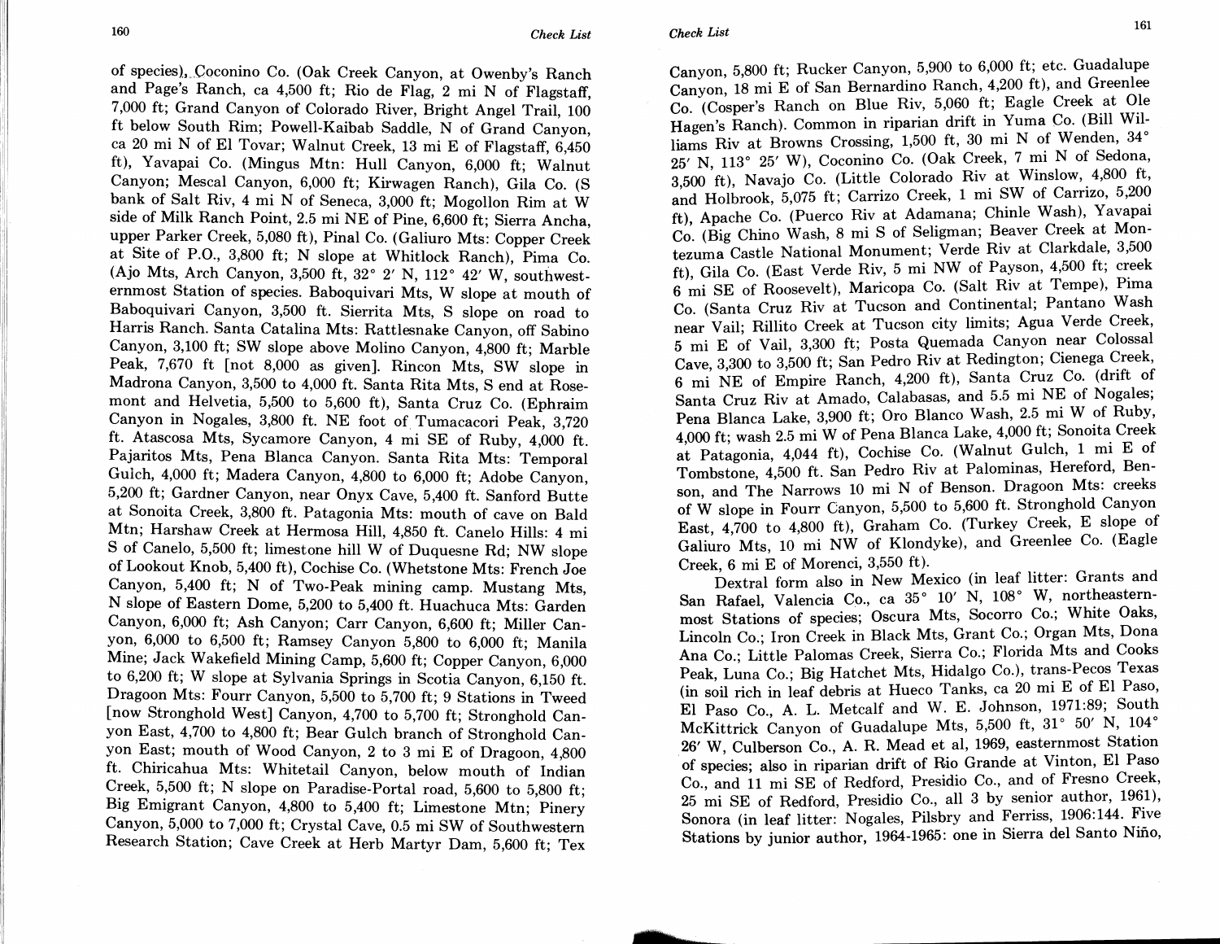of species), Coconino Co. (Oak Creek Canyon, at Owenby's Ranch and Page's Ranch, ca 4,500 ft; Rio de Flag, 2 mi N of Flagstaff, 7,000 ft; Grand Canyon of Colorado River, Bright Angel Trail, 100 ft below South Rim; Powell-Kaibab Saddle, N of Grand Canyon, ca 20 mi N of El Tovar; Walnut Creek, 13 mi E of Flagstaff, 6,450 ft), Yavapai Co. (Mingus Mtn: Hull Canyon, 6,000 ft; Walnut Canyon; Mescal Canyon, 6,000 ft; Kirwagen Ranch), Gila Co. (S bank of Salt Riv, 4 mi N of Seneca, 3,000 ft; Mogollon Rim at W side of Milk Ranch Point, 2.5 mi NE of Pine, 6,600 ft; Sierra Ancha, upper Parker Creek, 5,080 ft), Pinal Co. (Galiuro Mts: Copper Creek at Site of P.O., 3,800 ft; N slope at Whitlock Ranch), Pima Co. (Ajo Mts, Arch Canyon, 3,500 ft, 32° 2′ N, 112° 42′ W, southwesternmost Station of species. Baboquivari Mts, W slope at mouth of Baboquivari Canyon, 3,500 ft. Sierrita Mts, S slope on road to Harris Ranch. Santa Catalina Mts: Rattlesnake Canyon, off Sabino Canyon, 3,100 ft; SW slope above Molino Canyon, 4,800 ft; Marble Peak, 7,670 ft [not 8,000 as given]. Rincon Mts, SW slope in Madrona Canyon, 3,500 to 4,000 ft. Santa Rita Mts, S end at Rosemont and Helvetia, 5,500 to 5,600 ft), Santa Cruz Co. (Ephraim Canyon in Nogales, 3,800 ft. NE foot of Tumacacori Peak, 3,720 ft. Atascosa Mts, Sycamore Canyon, 4 mi SE of Ruby, 4,000 ft. Pajaritos Mts, Pena Blanca Canyon. Santa Rita Mts: Temporal Gulch, 4,000 ft; Madera Canyon, 4,800 to 6,000 ft; Adobe Canyon, 5,200 ft; Gardner Canyon, near Onyx Cave, 5,400 ft. Sanford Butte at Sonoita Creek, 3,800 ft. Patagonia Mts: mouth of cave on Bald Mtn; Harshaw Creek at Hermosa Hill, 4,850 ft. Canelo Hills: 4 mi S of Canelo, 5,500 ft; limestone hill W of Duquesne Rd; NW slope of Lookout Knob, 5,400 ft), Cochise Co. (Whetstone Mts: French Joe Canyon, 5,400 ft; N of Two-Peak mining camp. Mustang Mts, N slope of Eastern Dome, 5,200 to 5,400 ft. Huachuca Mts: Garden Canyon, 6,000 ft; Ash Canyon; Carr Canyon, 6,600 ft; Miller Canyon, 6,000 to 6,500 ft; Ramsey Canyon 5,800 to 6,000 ft; Manila Mine; Jack Wakefield Mining Camp, 5,600 ft; Copper Canyon, 6,000 to 6,200 ft; W slope at Sylvania Springs in Scotia Canyon, 6,150 ft. Dragoon Mts: Fourr Canyon, 5,500 to 5,700 ft; 9 Stations in Tweed [now Stronghold West] Canyon, 4,700 to 5,700 ft; Stronghold Canyon East, 4,700 to 4,800 ft; Bear Gulch branch of Stronghold Canyon East; mouth of Wood Canyon, 2 to 3 mi E of Dragoon, 4,800 ft. Chiricahua Mts: Whitetail Canyon, below mouth of Indian Creek, 5,500 ft; N slope on Paradise-Portal road, 5,600 to 5,800 ft; Big Emigrant Canyon, 4,800 to 5,400 ft; Limestone Mtn; Pinery Canyon, 5,000 to 7,000 ft; Crystal Cave, 0.5 mi SW of Southwestern Research Station; Cave Creek at Herb Martyr Dam, 5,600 ft; Tex Canyon, 5,800 ft; Rucker Canyon, 5,900 to 6,000 ft; etc. Guadalupe Canyon, 18 mi E of San Bernardino Ranch, 4,200 ft), and Greenlee Co. (Cosper's Ranch on Blue Riv, 5,060 ft; Eagle Creek at Ole Hagen's Ranch). Common in riparian drift in Yuma Co. (Bill Williams Riv at Browns Crossing, 1,500 ft, 30 mi N of Wenden, 34° 25′ N, 113° 25′ W), Coconino Co. (Oak Creek, 7 mi N of Sedona, 3,500 ft), Navajo Co. (Little Colorado Riv at Winslow, 4,800 ft, and Holbrook, 5,075 ft; Carrizo Creek, 1 mi SW of Carrizo, 5,200 ft), Apache Co. (Puerco Riv at Adamana; Chinle Wash), Yavapai Co. (Big Chino Wash, 8 mi S of Seligman; Beaver Creek at Montezuma Castle National Monument; Verde Riv at Clarkdale, 3,500 ft), Gila Co. (East Verde Riv, 5 mi NW of Payson, 4,500 ft; creek 6 mi SE of Roosevelt), Maricopa Co. (Salt Riv at Tempe), Pima Co. (Santa Cruz Riv at Tucson and Continental; Pantano Wash near Vail; Rillito Creek at Tucson city limits; Agua Verde Creek, 5 mi E of Vail, 3,300 ft; Posta Quemada Canyon near Colossal Cave, 3,300 to 3,500 ft; San Pedro Riv at Redington; Cienega Creek, 6 mi NE of Empire Ranch, 4,200 ft), Santa Cruz Co. (drift of Santa Cruz Riv at Amado, Calabasas, and 5.5 mi NE of Nogales; Pena Blanca Lake, 3,900 ft; Oro Blanco Wash, 2.5 mi W of Ruby, 4,000 ft; wash 2.5 mi W of Pena Blanca Lake, 4,000 ft; Sonoita Creek at Patagonia, 4,044 ft), Cochise Co. (Walnut Gulch, 1 mi E of Tombstone, 4,500 ft. San Pedro Riv at Palominas, Hereford, Benson, and The Narrows 10 mi N of Benson. Dragoon Mts: creeks of W slope in Fourr Canyon, 5,500 to 5,600 ft. Stronghold Canyon East, 4,700 to 4,800 ft), Graham Co. (Turkey Creek, E slope of Galiuro Mts, 10 mi NW of Klondyke), and Greenlee Co. (Eagle Creek, 6 mi E of Morenci, 3,550 ft).

Dextral form also in New Mexico (in leaf litter: Grants and San Rafael, Valencia Co., ca 35° 10′ N, 108° W, northeasternmost Stations of species; Oscura Mts, Socorro Co.; White Oaks, Lincoln Co.; Iron Creek in Black Mts, Grant Co.; Organ Mts, Dona Ana Co.; Little Palomas Creek, Sierra Co.; Florida Mts and Cooks Peak, Luna Co.; Big Hatchet Mts, Hidalgo Co.), trans-Pecos Texas (in soil rich in leaf debris at Hueco Tanks, ca 20 mi E of El Paso, El Paso Co., A. L. Metcalf and W. E. Johnson, 1971:89; South McKittrick Canyon of Guadalupe Mts, 5,500 ft, 31° 50′ N, 104° 26′ W, Culberson Co., A. R. Mead et al, 1969, easternmost Station of species; also in riparian drift of Rio Grande at Vinton, El Paso Co., and 11 mi SE of Redford, Presidio Co., and of Fresno Creek, 25 mi SE of Redford, Presidio Co., all 3 by senior author, 1961), Sonora (in leaf litter: Nogales, Pilsbry and Ferriss, 1906:144. Five Stations by junior author, 1964-1965: one in Sierra del Santo Niño,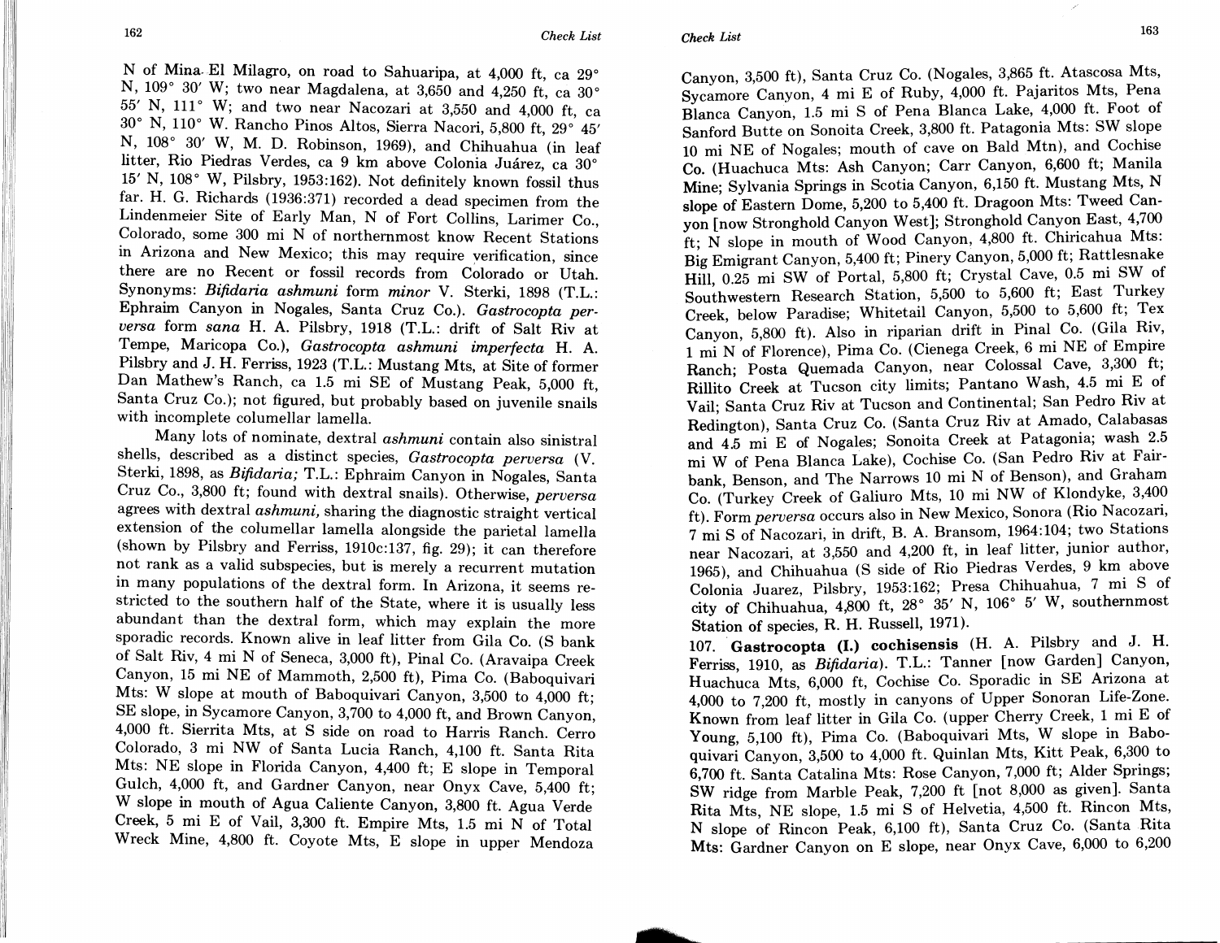N of Mina El Milagro, on road to Sahuaripa, at 4,000 ft, ca 29° N, 109° 30′ W; two near Magdalena, at 3,650 and 4,250 ft, ca 30° 55′ N, 111° W; and two near Nacozari at 3,550 and 4,000 ft, ca 30° N, 110° W. Rancho Pinos Altos, Sierra Nacori, 5,800 ft, 29° 45′ N, 108° 30′ W, M. D. Robinson, 1969), and Chihuahua (in leaf litter, Rio Piedras Verdes, ca 9 km above Colonia Juárez, ca 30° 15′ N, 108° W, Pilsbry, 1953:162). Not definitely known fossil thus far. H. G. Richards (1936:371) recorded a dead specimen from the Lindenmeier Site of Early Man, N of Fort Collins, Larimer Co., Colorado, some 300 mi N of northernmost know Recent Stations in Arizona and New Mexico; this may require verification, since there are no Recent or fossil records from Colorado or Utah. Synonyms: *Bifidaria ashmuni* form *minor* V. Sterki, 1898 (T.L.: Ephraim Canyon in Nogales, Santa Cruz Co.). *Gastrocopta perversa* form *sana* H. A. Pilsbry, 1918 (T.L.: drift of Salt Riv at Tempe, Maricopa Co.), *Gastrocopta ashmuni imperfecta* H. A. Pilsbry and J. H. Ferriss, 1923 (T.L.: Mustang Mts, at Site of former Dan Mathew's Ranch, ca 1.5 mi SE of Mustang Peak, 5,000 ft, Santa Cruz Co.); not figured, but probably based on juvenile snails with incomplete columellar lamella.

Many lots of nominate, dextral *ashmuni* contain also sinistral shells, described as a distinct species, *Gastrocopta perversa* (V. Sterki, 1898, as *Bifidaria;* T.L.: Ephraim Canyon in Nogales, Santa Cruz Co., 3,800 ft; found with dextral snails). Otherwise, *perversa* agrees with dextral *ashmuni,* sharing the diagnostic straight vertical extension of the columellar lamella alongside the parietal lamella (shown by Pilsbry and Ferriss, 1910c:137, fig. 29); it can therefore not rank as a valid subspecies, but is merely a recurrent mutation in many populations of the dextral form. In Arizona, it seems restricted to the southern half of the State, where it is usually less abundant than the dextral form, which may explain the more sporadic records. Known alive in leaf litter from Gila Co. (S bank of Salt Riv, 4 mi N of Seneca, 3,000 ft), Pinal Co. (Aravaipa Creek Canyon, 15 mi NE of Mammoth, 2,500 ft), Pima Co. (Baboquivari Mts: W slope at mouth of Baboquivari Canyon, 3,500 to 4,000 ft; SE slope, in Sycamore Canyon, 3,700 to 4,000 ft, and Brown Canyon, 4,000 ft. Sierrita Mts, at S side on road to Harris Ranch. Cerro Colorado, 3 mi NW of Santa Lucia Ranch, 4,100 ft. Santa Rita Mts: NE slope in Florida Canyon, 4,400 ft; E slope in Temporal Gulch, 4,000 ft, and Gardner Canyon, near Onyx Cave, 5,400 ft; W slope in mouth of Agua Caliente Canyon, 3,800 ft. Agua Verde Creek, 5 mi E of Vail, 3,300 ft. Empire Mts, 1.5 mi N of Total Wreck Mine, 4,800 ft. Coyote Mts, E slope in upper Mendoza Canyon, 3,500 ft), Santa Cruz Co. (Nogales, 3,865 ft. Atascosa Mts, Sycamore Canyon, 4 mi E of Ruby, 4,000 ft. Pajaritos Mts, Pena Blanca Canyon, 1.5 mi S of Pena Blanca Lake, 4,000 ft. Foot of Sanford Butte on Sonoita Creek, 3,800 ft. Patagonia Mts: SW slope 10 mi NE of Nogales; mouth of cave on Bald Mtn), and Cochise Co. (Huachuca Mts: Ash Canyon; Carr Canyon, 6,600 ft; Manila Mine; Sylvania Springs in Scotia Canyon, 6,150 ft. Mustang Mts, N slope of Eastern Dome, 5,200 to 5,400 ft. Dragoon Mts: Tweed Canyon [now Stronghold Canyon West]; Stronghold Canyon East, 4,700 ft; N slope in mouth of Wood Canyon, 4,800 ft. Chiricahua Mts: Big Emigrant Canyon, 5,400 ft; Pinery Canyon, 5,000 ft; Rattlesnake Hill, 0.25 mi SW of Portal, 5,800 ft; Crystal Cave, 0.5 mi SW of Southwestern Research Station, 5,500 to 5,600 ft; East Turkey Creek, below Paradise; Whitetail Canyon, 5,500 to 5,600 ft; Tex Canyon, 5,800 ft). Also in riparian drift in Pinal Co. (Gila Riv, 1 mi N of Florence), Pima Co. (Cienega Creek, 6 mi NE of Empire Ranch; Posta Quemada Canyon, near Colossal Cave, 3,300 ft; Rillito Creek at Tucson city limits; Pantano Wash, 4.5 mi E of Vail; Santa Cruz Riv at Tucson and Continental; San Pedro Riv at Redington), Santa Cruz Co. (Santa Cruz Riv at Amado, Calabasas and 4.5 mi E of Nogales; Sonoita Creek at Patagonia; wash 2.5 mi W of Pena Blanca Lake), Cochise Co. (San Pedro Riv at Fairbank, Benson, and The Narrows 10 mi N of Benson), and Graham Co. (Turkey Creek of Galiuro Mts, 10 mi NW of Klondyke, 3,400 ft). Form *perversa* occurs also in New Mexico, Sonora (Rio Nacozari, 7 mi S of Nacozari, in drift, B. A. Bransom, 1964:104; two Stations near Nacozari, at 3,550 and 4,200 ft, in leaf litter, junior author, 1965), and Chihuahua (S side of Rio Piedras Verdes, 9 km above Colonia Juarez, Pilsbry, 1953:162; Presa Chihuahua, 7 mi S of city of Chihuahua, 4,800 ft, 28° 35′ N, 106° 5′ W, southernmost Station of species, R. H. Russell, 1971).

107. **Gastrocopta (I.) cochisensis** (H. A. Pilsbry and J. H. Ferriss, 1910, as *Bifidaria*). T.L.: Tanner [now Garden] Canyon, Huachuca Mts, 6,000 ft, Cochise Co. Sporadic in SE Arizona at 4,000 to 7,200 ft, mostly in canyons of Upper Sonoran Life-Zone. Known from leaf litter in Gila Co. (upper Cherry Creek, 1 mi E of Young, 5,100 ft), Pima Co. (Baboquivari Mts, W slope in Baboquivari Canyon, 3,500 to 4,000 ft. Quinlan Mts, Kitt Peak, 6,300 to 6,700 ft. Santa Catalina Mts: Rose Canyon, 7,000 ft; Alder Springs; SW ridge from Marble Peak, 7,200 ft [not 8,000 as given]. Santa Rita Mts, NE slope, 1.5 mi S of Helvetia, 4,500 ft. Rincon Mts, N slope of Rincon Peak, 6,100 ft), Santa Cruz Co. (Santa Rita Mts: Gardner Canyon on E slope, near Onyx Cave, 6,000 to 6,200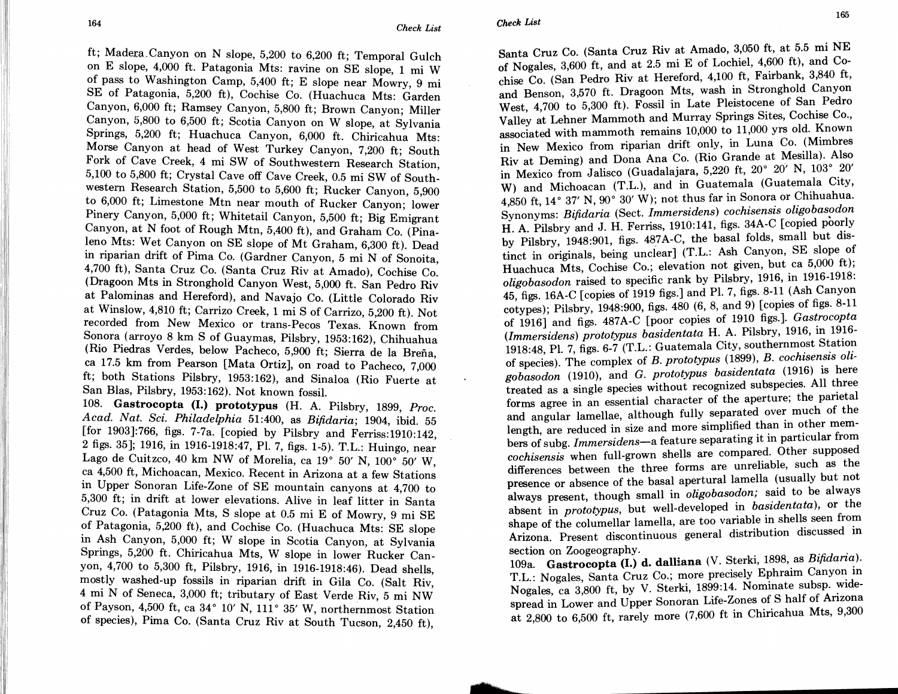ft; Madera Canyon on N slope, 5,200 to 6,200 ft; Temporal Gulch on E slope, 4,000 ft. Patagonia Mts: ravine on SE slope, 1 mi W of pass to Washington Camp, 5,400 ft; E slope near Mowry, 9 mi SE of Patagonia, 5,200 ft), Cochise Co. (Huachuca Mts: Garden Canyon, 6,000 ft; Ramsey Canyon, 5,800 ft; Brown Canyon; Miller Canyon, 5,800 to 6,500 ft; Scotia Canyon on W slope, at Sylvania Springs, 5,200 ft; Huachuca Canyon, 6,000 ft. Chiricahua Mts: Morse Canyon at head of West Turkey Canyon, 7,200 ft; South Fork of Cave Creek, 4 mi SW of Southwestern Research Station, 5,100 to 5,800 ft; Crystal Cave off Cave Creek, 0.5 mi SW of Southwestern Research Station, 5,500 to 5,600 ft; Rucker Canyon, 5,900 to 6,000 ft; Limestone Mtn near mouth of Rucker Canyon; lower Pinery Canyon, 5,000 ft; Whitetail Canyon, 5,500 ft; Big Emigrant Canyon, at N foot of Rough Mtn, 5,400 ft), and Graham Co. (Pinaleno Mts: Wet Canyon on SE slope of Mt Graham, 6,300 ft). Dead in riparian drift of Pima Co. (Gardner Canyon, 5 mi N of Sonoita, 4,700 ft), Santa Cruz Co. (Santa Cruz Riv at Amado), Cochise Co. (Dragoon Mts in Stronghold Canyon West, 5,000 ft. San Pedro Riv at Palominas and Hereford), and Navajo Co. (Little Colorado Riv at Winslow, 4,810 ft; Carrizo Creek, 1 mi S of Carrizo, 5,200 ft). Not recorded from New Mexico or trans-Pecos Texas. Known from Sonora (arroyo 8 km S of Guaymas, Pilsbry, 1953:162), Chihuahua (Rio Piedras Verdes, below Pacheco, 5,900 ft; Sierra de la Breña, ca 17.5 km from Pearson [Mata Ortiz], on road to Pacheco, 7,000 ft; both Stations Pilsbry, 1953:162), and Sinaloa (Rio Fuerte at San Blas, Pilsbry, 1953:162). Not known fossil.

108. **Gastrocopta (I.) prototypus** (H. A. Pilsbry, 1899, *Proc. Acad. Nat. Sci. Philadelphia* 51:400, as *Bifidaria*; 1904, ibid. 55 [for 1903]:766, figs. 7-7a. [copied by Pilsbry and Ferriss:1910:142, 2 figs. 35]; 1916, in 1916-1918:47, Pl. 7, figs. 1-5). T.L.: Huingo, near Lago de Cuitzco, 40 km NW of Morelia, ca 19° 50′ N, 100° 50′ W, ca 4,500 ft, Michoacan, Mexico. Recent in Arizona at a few Stations in Upper Sonoran Life-Zone of SE mountain canyons at 4,700 to 5,300 ft; in drift at lower elevations. Alive in leaf litter in Santa Cruz Co. (Patagonia Mts, S slope at 0.5 mi E of Mowry, 9 mi SE of Patagonia, 5,200 ft), and Cochise Co. (Huachuca Mts: SE slope in Ash Canyon, 5,000 ft; W slope in Scotia Canyon, at Sylvania Springs, 5,200 ft. Chiricahua Mts, W slope in lower Rucker Canyon, 4,700 to 5,300 ft, Pilsbry, 1916, in 1916-1918:46). Dead shells, mostly washed-up fossils in riparian drift in Gila Co. (Salt Riv, 4 mi N of Seneca, 3,000 ft; tributary of East Verde Riv, 5 mi NW of Payson, 4,500 ft, ca 34° 10′ N, 111° 35′ W, northernmost Station of species), Pima Co. (Santa Cruz Riv at South Tucson, 2,450 ft), Santa Cruz Co. (Santa Cruz Riv at Amado, 3,050 ft, at 5.5 mi NE of Nogales, 3,600 ft, and at 2.5 mi E of Lochiel, 4,600 ft), and Cochise Co. (San Pedro Riv at Hereford, 4,100 ft, Fairbank, 3,840 ft, and Benson, 3,570 ft. Dragoon Mts, wash in Stronghold Canyon West, 4,700 to 5,300 ft). Fossil in Late Pleistocene of San Pedro Valley at Lehner Mammoth and Murray Springs Sites, Cochise Co., associated with mammoth remains 10,000 to 11,000 yrs old. Known in New Mexico from riparian drift only, in Luna Co. (Mimbres Riv at Deming) and Dona Ana Co. (Rio Grande at Mesilla). Also in Mexico from Jalisco (Guadalajara, 5,220 ft, 20° 20′ N, 103° 20′ W) and Michoacan (T.L.), and in Guatemala (Guatemala City, 4,850 ft, 14° 37′ N, 90° 30′ W); not thus far in Sonora or Chihuahua. Synonyms: *Bifidaria* (Sect. *Immersidens*) *cochisensis oligobasodon* H. A. Pilsbry and J. H. Ferriss, 1910:141, figs. 34A-C [copied poorly by Pilsbry, 1948:901, figs. 487A-C, the basal folds, small but distinct in originals, being unclear] (T.L.: Ash Canyon, SE slope of Huachuca Mts, Cochise Co.; elevation not given, but ca 5,000 ft); *oligobasodon* raised to specific rank by Pilsbry, 1916, in 1916-1918: 45, figs. 16A-C [copies of 1919 figs.] and Pl. 7, figs. 8-11 (Ash Canyon cotypes); Pilsbry, 1948:900, figs. 480 (6, 8, and 9) [copies of figs. 8-11 of 1916] and figs. 487A-C [poor copies of 1910 figs.]. *Gastrocopta* (*Immersidens*) *prototypus basidentata* H. A. Pilsbry, 1916, in 1916-1918:48, Pl. 7, figs. 6-7 (T.L.: Guatemala City, southernmost Station of species). The complex of *B. prototypus* (1899), *B. cochisensis oligobasodon* (1910), and *G. prototypus basidentata* (1916) is here treated as a single species without recognized subspecies. All three forms agree in an essential character of the aperture; the parietal and angular lamellae, although fully separated over much of the length, are reduced in size and more simplified than in other members of subg. *Immersidens*—a feature separating it in particular from *cochisensis* when full-grown shells are compared. Other supposed differences between the three forms are unreliable, such as the presence or absence of the basal apertural lamella (usually but not always present, though small in *oligobasodon;* said to be always absent in *prototypus*, but well-developed in *basidentata*), or the shape of the columellar lamella, are too variable in shells seen from Arizona. Present discontinuous general distribution discussed in section on Zoogeography.

109a. **Gastrocopta (I.) d. dalliana** (V. Sterki, 1898, as *Bifidaria*). T.L.: Nogales, Santa Cruz Co.; more precisely Ephraim Canyon in Nogales, ca 3,800 ft, by V. Sterki, 1899:14. Nominate subsp. widespread in Lower and Upper Sonoran Life-Zones of S half of Arizona at 2,800 to 6,500 ft, rarely more (7,600 ft in Chiricahua Mts, 9,300